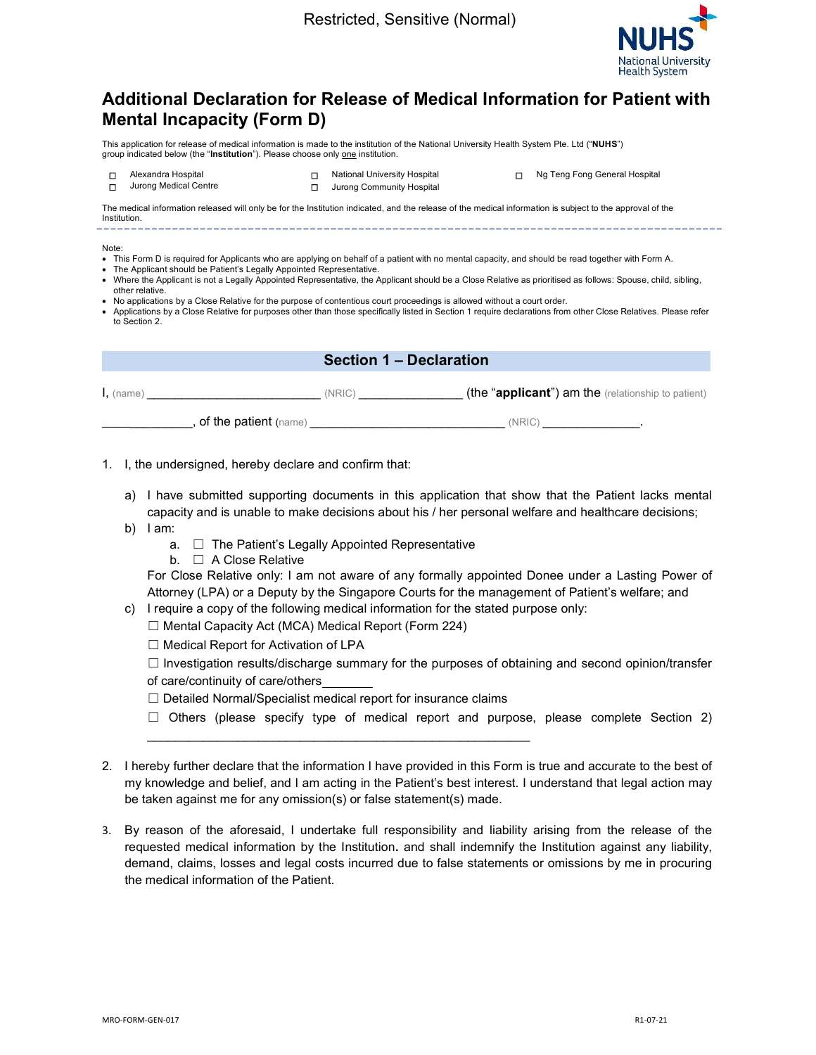Restricted, Sensitive (Normal)

# Additional Declaration for Release of Medical Information for Patient with Mental Incapacity (Form D)

This application for release of medical information is made to the institution of the National University Health System Pte. Ltd ("**NUHS**") group indicated below (the "**Institution**"). Please choose only one institution.

- ☐ Alexandra Hospital
- ☐ Jurong Medical Centre
- ☐ National University Hospital
- ☐ Jurong Community Hospital
- ☐ Ng Teng Fong General Hospital

The medical information released will only be for the Institution indicated, and the release of the medical information is subject to the approval of the Institution.

---

Note:

- This Form D is required for Applicants who are applying on behalf of a patient with no mental capacity, and should be read together with Form A.
- The Applicant should be Patient's Legally Appointed Representative.
- Where the Applicant is not a Legally Appointed Representative, the Applicant should be a Close Relative as prioritised as follows: Spouse, child, sibling, other relative.
- No applications by a Close Relative for the purpose of contentious court proceedings is allowed without a court order.
- Applications by a Close Relative for purposes other than those specifically listed in Section 1 require declarations from other Close Relatives. Please refer to Section 2.

## Section 1 – Declaration

I, (name) __________________________ (NRIC) _______________ (the "**applicant**") am the (relationship to patient) ______________, of the patient (name) _____________________________ (NRIC) _______________.

1. I, the undersigned, hereby declare and confirm that:

   a) I have submitted supporting documents in this application that show that the Patient lacks mental capacity and is unable to make decisions about his / her personal welfare and healthcare decisions;

   b) I am:

      a. ☐ The Patient's Legally Appointed Representative

      b. ☐ A Close Relative

      For Close Relative only: I am not aware of any formally appointed Donee under a Lasting Power of Attorney (LPA) or a Deputy by the Singapore Courts for the management of Patient's welfare; and

   c) I require a copy of the following medical information for the stated purpose only:

      ☐ Mental Capacity Act (MCA) Medical Report (Form 224)

      ☐ Medical Report for Activation of LPA

      ☐ Investigation results/discharge summary for the purposes of obtaining and second opinion/transfer of care/continuity of care/others________

      ☐ Detailed Normal/Specialist medical report for insurance claims

      ☐ Others (please specify type of medical report and purpose, please complete Section 2) _______________________________________________________

2. I hereby further declare that the information I have provided in this Form is true and accurate to the best of my knowledge and belief, and I am acting in the Patient's best interest. I understand that legal action may be taken against me for any omission(s) or false statement(s) made.

3. By reason of the aforesaid, I undertake full responsibility and liability arising from the release of the requested medical information by the Institution. and shall indemnify the Institution against any liability, demand, claims, losses and legal costs incurred due to false statements or omissions by me in procuring the medical information of the Patient.

MRO-FORM-GEN-017 R1-07-21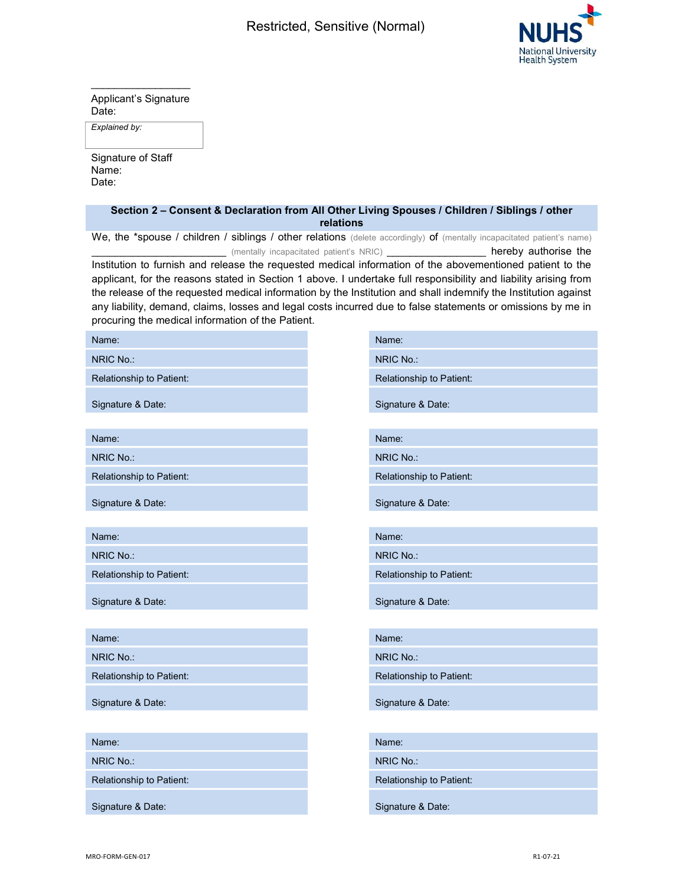Restricted, Sensitive (Normal)

\_\_\_\_\_\_\_\_\_\_\_\_\_\_\_\_\_\_

Applicant's Signature
Date:

*Explained by:*

Signature of Staff
Name:
Date:

## Section 2 – Consent & Declaration from All Other Living Spouses / Children / Siblings / other relations

We, the *spouse / children / siblings / other relations (delete accordingly) of (mentally incapacitated patient's name) ________________________ (mentally incapacitated patient's NRIC) __________________ hereby authorise the Institution to furnish and release the requested medical information of the abovementioned patient to the applicant, for the reasons stated in Section 1 above. I undertake full responsibility and liability arising from the release of the requested medical information by the Institution and shall indemnify the Institution against any liability, demand, claims, losses and legal costs incurred due to false statements or omissions by me in procuring the medical information of the Patient.

| | |
|---|---|
| Name: | Name: |
| NRIC No.: | NRIC No.: |
| Relationship to Patient: | Relationship to Patient: |
| Signature & Date: | Signature & Date: |

| | |
|---|---|
| Name: | Name: |
| NRIC No.: | NRIC No.: |
| Relationship to Patient: | Relationship to Patient: |
| Signature & Date: | Signature & Date: |

| | |
|---|---|
| Name: | Name: |
| NRIC No.: | NRIC No.: |
| Relationship to Patient: | Relationship to Patient: |
| Signature & Date: | Signature & Date: |

| | |
|---|---|
| Name: | Name: |
| NRIC No.: | NRIC No.: |
| Relationship to Patient: | Relationship to Patient: |
| Signature & Date: | Signature & Date: |

| | |
|---|---|
| Name: | Name: |
| NRIC No.: | NRIC No.: |
| Relationship to Patient: | Relationship to Patient: |
| Signature & Date: | Signature & Date: |

MRO-FORM-GEN-017 R1-07-21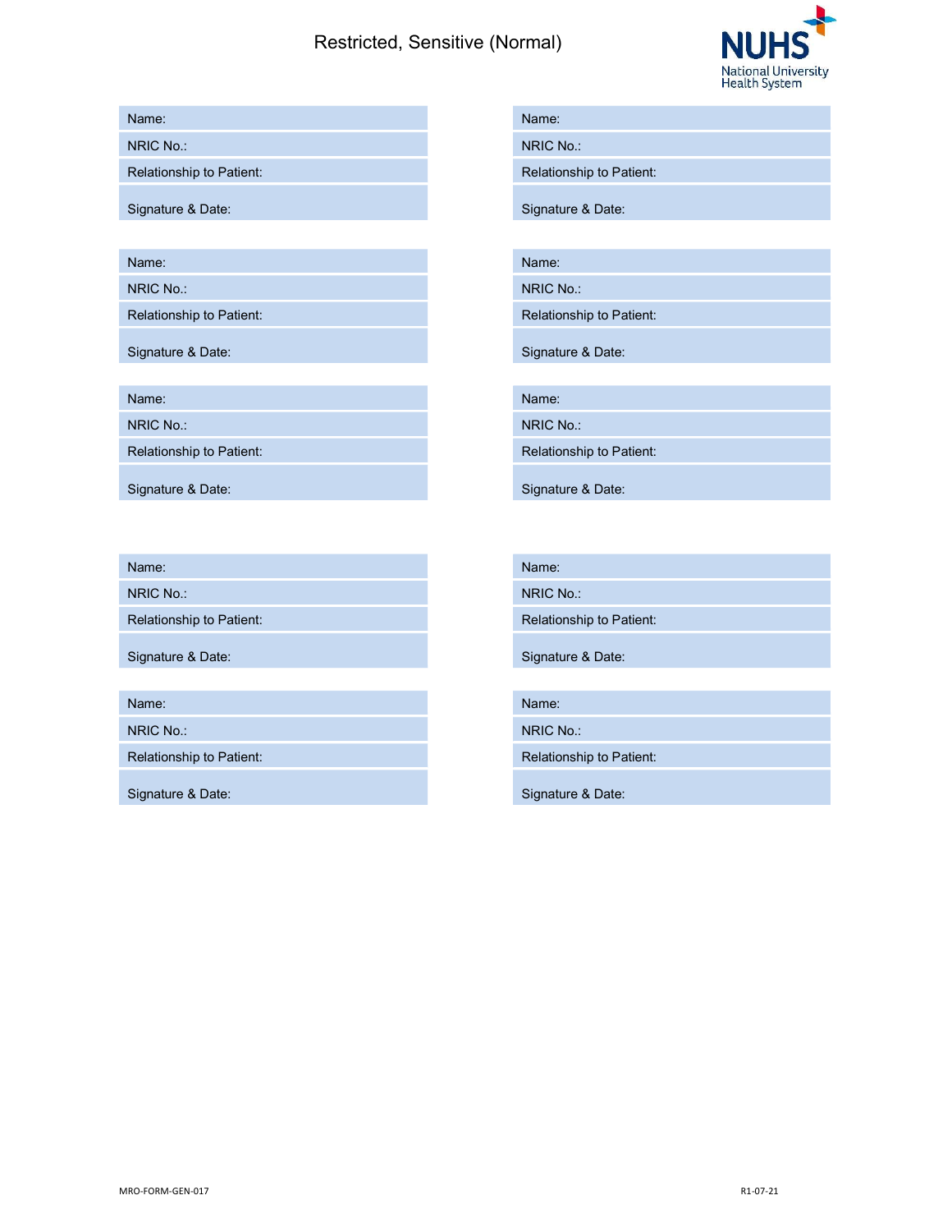Restricted, Sensitive (Normal)

| | |
|---|---|
| Name: | Name: |
| NRIC No.: | NRIC No.: |
| Relationship to Patient: | Relationship to Patient: |
| Signature & Date: | Signature & Date: |

| | |
|---|---|
| Name: | Name: |
| NRIC No.: | NRIC No.: |
| Relationship to Patient: | Relationship to Patient: |
| Signature & Date: | Signature & Date: |

| | |
|---|---|
| Name: | Name: |
| NRIC No.: | NRIC No.: |
| Relationship to Patient: | Relationship to Patient: |
| Signature & Date: | Signature & Date: |

| | |
|---|---|
| Name: | Name: |
| NRIC No.: | NRIC No.: |
| Relationship to Patient: | Relationship to Patient: |
| Signature & Date: | Signature & Date: |

| | |
|---|---|
| Name: | Name: |
| NRIC No.: | NRIC No.: |
| Relationship to Patient: | Relationship to Patient: |
| Signature & Date: | Signature & Date: |

MRO-FORM-GEN-017

R1-07-21